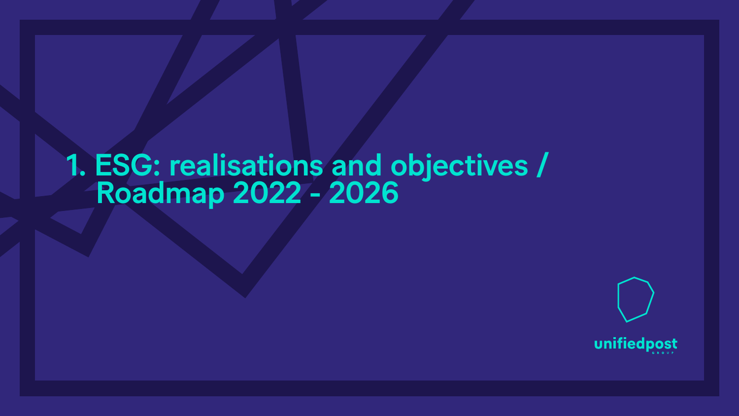# 1. ESG: realisations and objectives / Roadmap 2022 - 2026

unifiedpost
GROUP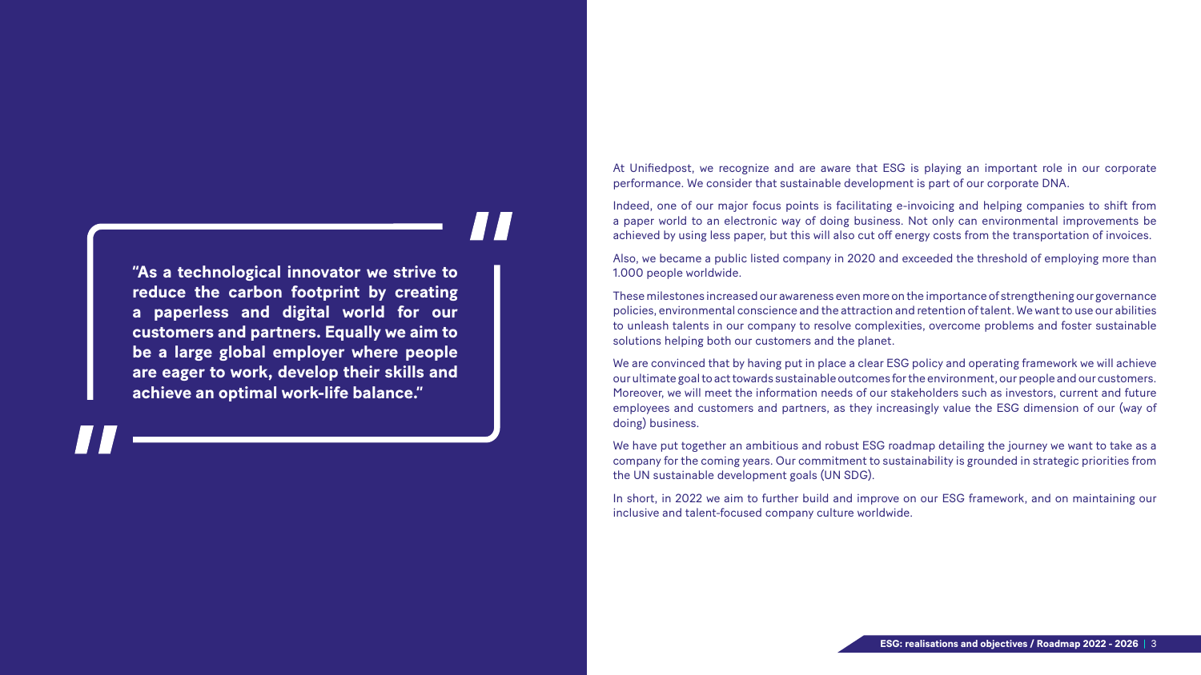> **"As a technological innovator we strive to reduce the carbon footprint by creating a paperless and digital world for our customers and partners. Equally we aim to be a large global employer where people are eager to work, develop their skills and achieve an optimal work-life balance."**

At Unifiedpost, we recognize and are aware that ESG is playing an important role in our corporate performance. We consider that sustainable development is part of our corporate DNA.

Indeed, one of our major focus points is facilitating e-invoicing and helping companies to shift from a paper world to an electronic way of doing business. Not only can environmental improvements be achieved by using less paper, but this will also cut off energy costs from the transportation of invoices.

Also, we became a public listed company in 2020 and exceeded the threshold of employing more than 1.000 people worldwide.

These milestones increased our awareness even more on the importance of strengthening our governance policies, environmental conscience and the attraction and retention of talent. We want to use our abilities to unleash talents in our company to resolve complexities, overcome problems and foster sustainable solutions helping both our customers and the planet.

We are convinced that by having put in place a clear ESG policy and operating framework we will achieve our ultimate goal to act towards sustainable outcomes for the environment, our people and our customers. Moreover, we will meet the information needs of our stakeholders such as investors, current and future employees and customers and partners, as they increasingly value the ESG dimension of our (way of doing) business.

We have put together an ambitious and robust ESG roadmap detailing the journey we want to take as a company for the coming years. Our commitment to sustainability is grounded in strategic priorities from the UN sustainable development goals (UN SDG).

In short, in 2022 we aim to further build and improve on our ESG framework, and on maintaining our inclusive and talent-focused company culture worldwide.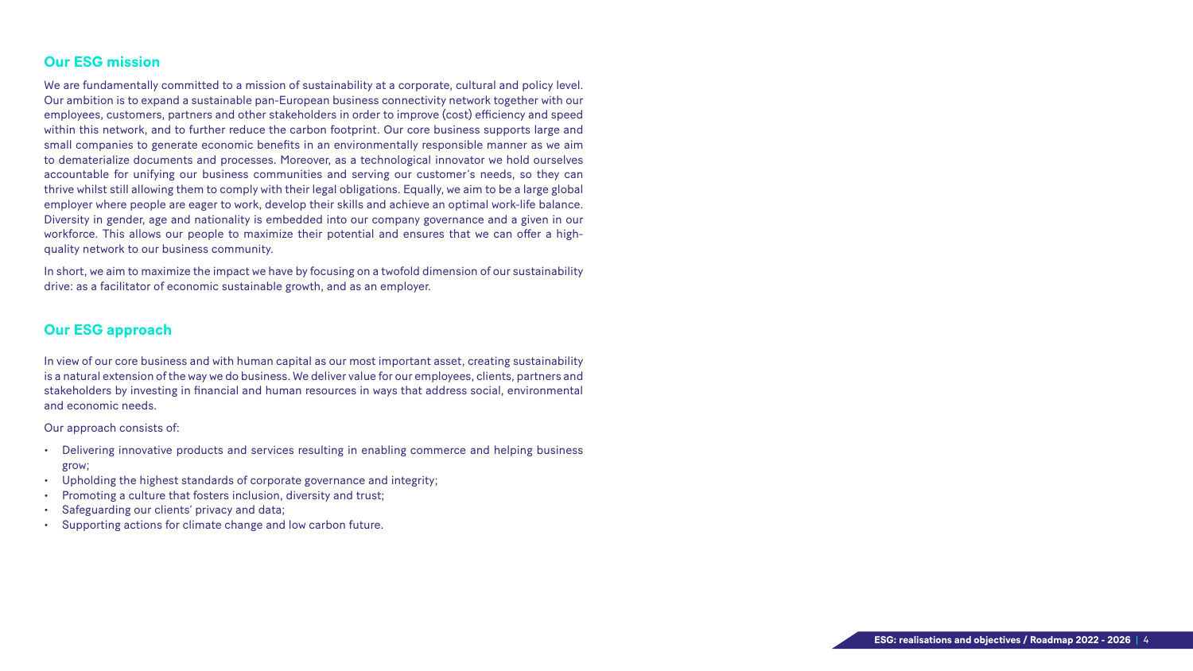## Our ESG mission

We are fundamentally committed to a mission of sustainability at a corporate, cultural and policy level. Our ambition is to expand a sustainable pan-European business connectivity network together with our employees, customers, partners and other stakeholders in order to improve (cost) efficiency and speed within this network, and to further reduce the carbon footprint. Our core business supports large and small companies to generate economic benefits in an environmentally responsible manner as we aim to dematerialize documents and processes. Moreover, as a technological innovator we hold ourselves accountable for unifying our business communities and serving our customer's needs, so they can thrive whilst still allowing them to comply with their legal obligations. Equally, we aim to be a large global employer where people are eager to work, develop their skills and achieve an optimal work-life balance. Diversity in gender, age and nationality is embedded into our company governance and a given in our workforce. This allows our people to maximize their potential and ensures that we can offer a high-quality network to our business community.

In short, we aim to maximize the impact we have by focusing on a twofold dimension of our sustainability drive: as a facilitator of economic sustainable growth, and as an employer.

## Our ESG approach

In view of our core business and with human capital as our most important asset, creating sustainability is a natural extension of the way we do business. We deliver value for our employees, clients, partners and stakeholders by investing in financial and human resources in ways that address social, environmental and economic needs.

Our approach consists of:

- Delivering innovative products and services resulting in enabling commerce and helping business grow;
- Upholding the highest standards of corporate governance and integrity;
- Promoting a culture that fosters inclusion, diversity and trust;
- Safeguarding our clients' privacy and data;
- Supporting actions for climate change and low carbon future.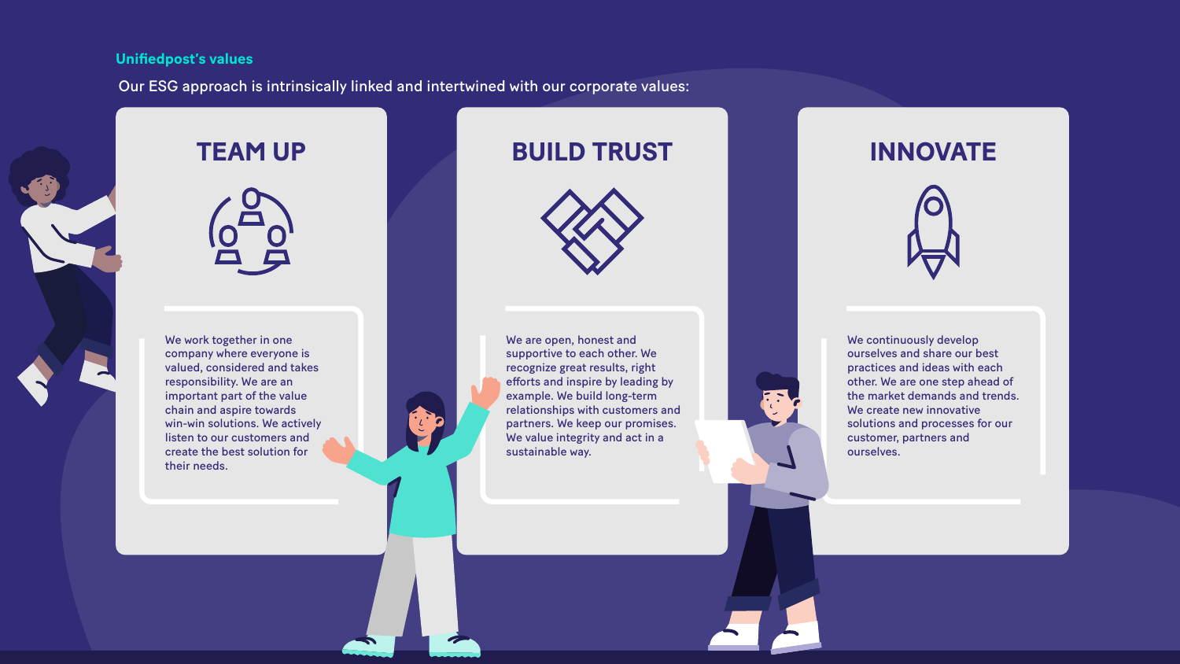## Unifiedpost's values

Our ESG approach is intrinsically linked and intertwined with our corporate values:

### TEAM UP

We work together in one company where everyone is valued, considered and takes responsibility. We are an important part of the value chain and aspire towards win-win solutions. We actively listen to our customers and create the best solution for their needs.

### BUILD TRUST

We are open, honest and supportive to each other. We recognize great results, right efforts and inspire by leading by example. We build long-term relationships with customers and partners. We keep our promises. We value integrity and act in a sustainable way.

### INNOVATE

We continuously develop ourselves and share our best practices and ideas with each other. We are one step ahead of the market demands and trends. We create new innovative solutions and processes for our customer, partners and ourselves.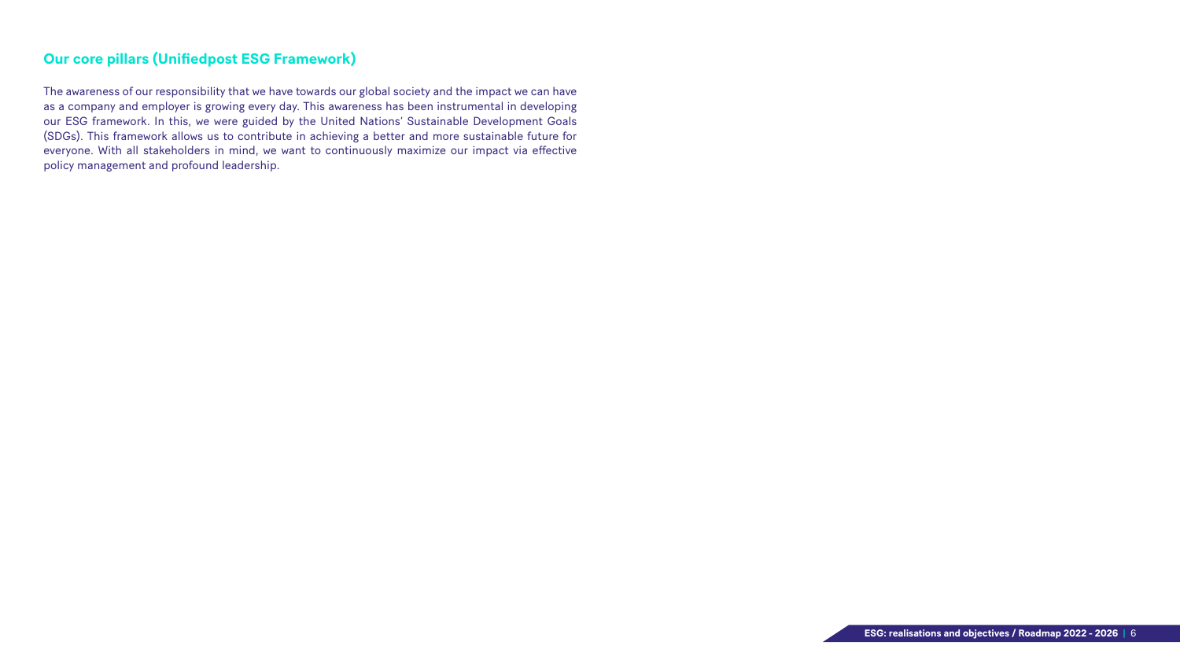## Our core pillars (Unifiedpost ESG Framework)

The awareness of our responsibility that we have towards our global society and the impact we can have as a company and employer is growing every day. This awareness has been instrumental in developing our ESG framework. In this, we were guided by the United Nations' Sustainable Development Goals (SDGs). This framework allows us to contribute in achieving a better and more sustainable future for everyone. With all stakeholders in mind, we want to continuously maximize our impact via effective policy management and profound leadership.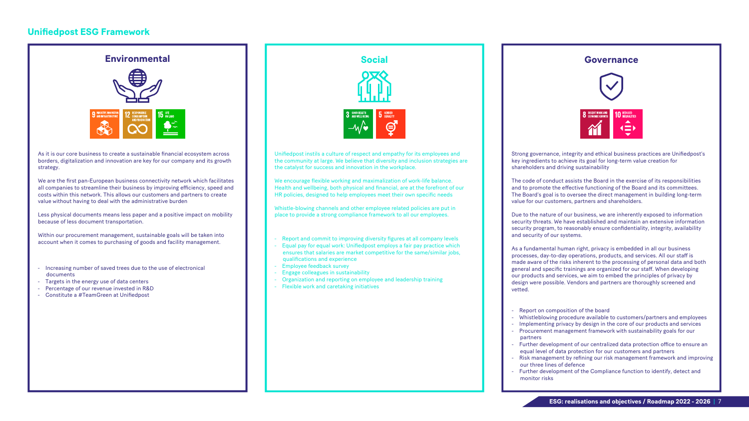# Unifiedpost ESG Framework

## Environmental

9 INDUSTRY, INNOVATION AND INFRASTRUCTURE
12 RESPONSIBLE CONSUMPTION AND PRODUCTION
15 LIFE ON LAND

As it is our core business to create a sustainable financial ecosystem across borders, digitalization and innovation are key for our company and its growth strategy.

We are the first pan-European business connectivity network which facilitates all companies to streamline their business by improving efficiency, speed and costs within this network. This allows our customers and partners to create value without having to deal with the administrative burden

Less physical documents means less paper and a positive impact on mobility because of less document transportation.

Within our procurement management, sustainable goals will be taken into account when it comes to purchasing of goods and facility management.

- Increasing number of saved trees due to the use of electronical documents
- Targets in the energy use of data centers
- Percentage of our revenue invested in R&D
- Constitute a #TeamGreen at Unifiedpost

## Social

3 GOOD HEALTH AND WELL-BEING
5 GENDER EQUALITY

Unifiedpost instils a culture of respect and empathy for its employees and the community at large. We believe that diversity and inclusion strategies are the catalyst for success and innovation in the workplace.

We encourage flexible working and maximalization of work-life balance. Health and wellbeing, both physical and financial, are at the forefront of our HR policies, designed to help employees meet their own specific needs

Whistle-blowing channels and other employee related policies are put in place to provide a strong compliance framework to all our employees.

- Report and commit to improving diversity figures at all company levels
- Equal pay for equal work: Unifiedpost employs a fair pay practice which ensures that salaries are market competitive for the same/similar jobs, qualifications and experience
- Employee feedback survey
- Engage colleagues in sustainability
- Organization and reporting on employee and leadership training
- Flexible work and caretaking initiatives

## Governance

8 DECENT WORK AND ECONOMIC GROWTH
10 REDUCED INEQUALITIES

Strong governance, integrity and ethical business practices are Unifiedpost's key ingredients to achieve its goal for long-term value creation for shareholders and driving sustainability

The code of conduct assists the Board in the exercise of its responsibilities and to promote the effective functioning of the Board and its committees. The Board's goal is to oversee the direct management in building long-term value for our customers, partners and shareholders.

Due to the nature of our business, we are inherently exposed to information security threats. We have established and maintain an extensive information security program, to reasonably ensure confidentiality, integrity, availability and security of our systems.

As a fundamental human right, privacy is embedded in all our business processes, day-to-day operations, products, and services. All our staff is made aware of the risks inherent to the processing of personal data and both general and specific trainings are organized for our staff. When developing our products and services, we aim to embed the principles of privacy by design were possible. Vendors and partners are thoroughly screened and vetted.

- Report on composition of the board
- Whistleblowing procedure available to customers/partners and employees
- Implementing privacy by design in the core of our products and services
- Procurement management framework with sustainability goals for our partners
- Further development of our centralized data protection office to ensure an equal level of data protection for our customers and partners
- Risk management by refining our risk management framework and improving our three lines of defence
- Further development of the Compliance function to identify, detect and monitor risks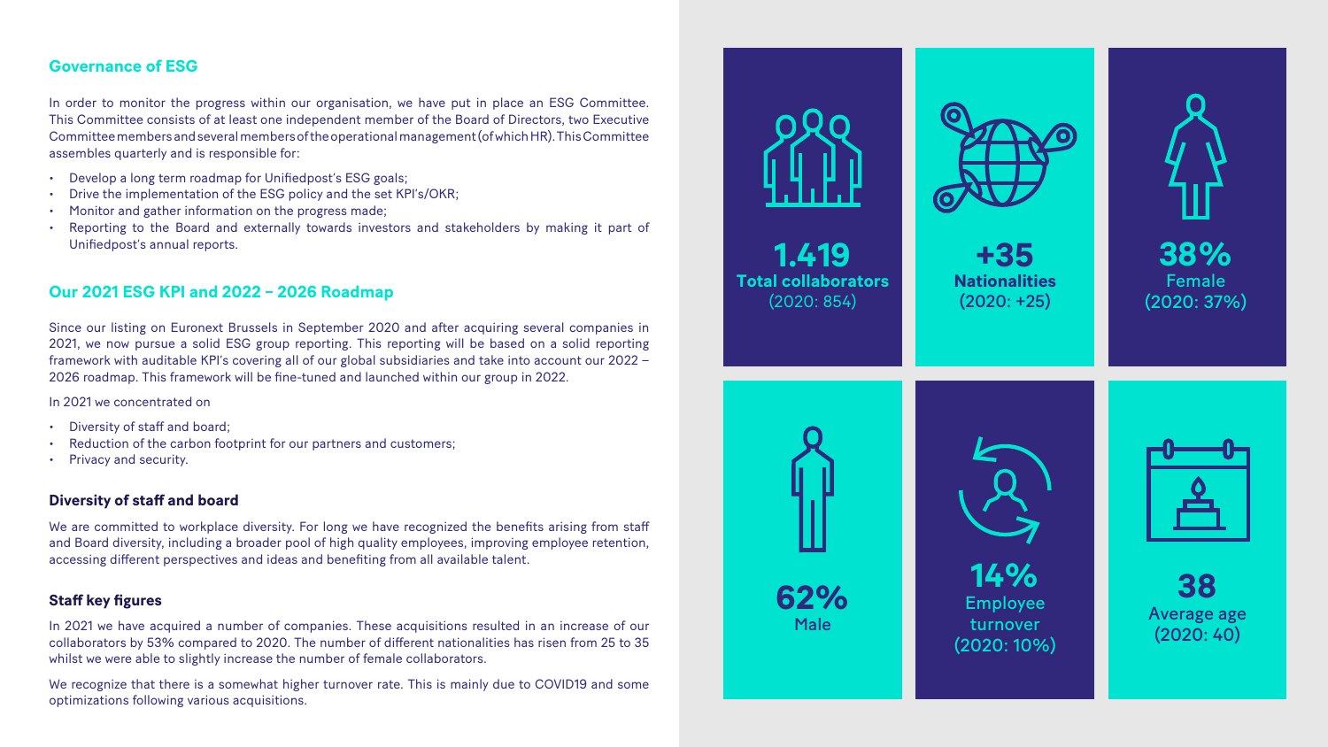## Governance of ESG

In order to monitor the progress within our organisation, we have put in place an ESG Committee. This Committee consists of at least one independent member of the Board of Directors, two Executive Committee members and several members of the operational management (of which HR). This Committee assembles quarterly and is responsible for:

- Develop a long term roadmap for Unifiedpost's ESG goals;
- Drive the implementation of the ESG policy and the set KPI's/OKR;
- Monitor and gather information on the progress made;
- Reporting to the Board and externally towards investors and stakeholders by making it part of Unifiedpost's annual reports.

## Our 2021 ESG KPI and 2022 – 2026 Roadmap

Since our listing on Euronext Brussels in September 2020 and after acquiring several companies in 2021, we now pursue a solid ESG group reporting. This reporting will be based on a solid reporting framework with auditable KPI's covering all of our global subsidiaries and take into account our 2022 – 2026 roadmap. This framework will be fine-tuned and launched within our group in 2022.

In 2021 we concentrated on

- Diversity of staff and board;
- Reduction of the carbon footprint for our partners and customers;
- Privacy and security.

### Diversity of staff and board

We are committed to workplace diversity. For long we have recognized the benefits arising from staff and Board diversity, including a broader pool of high quality employees, improving employee retention, accessing different perspectives and ideas and benefiting from all available talent.

### Staff key figures

In 2021 we have acquired a number of companies. These acquisitions resulted in an increase of our collaborators by 53% compared to 2020. The number of different nationalities has risen from 25 to 35 whilst we were able to slightly increase the number of female collaborators.

We recognize that there is a somewhat higher turnover rate. This is mainly due to COVID19 and some optimizations following various acquisitions.

**1.419**
**Total collaborators**
(2020: 854)

**+35**
**Nationalities**
(2020: +25)

**38%**
Female
(2020: 37%)

**62%**
Male

**14%**
Employee turnover
(2020: 10%)

**38**
Average age
(2020: 40)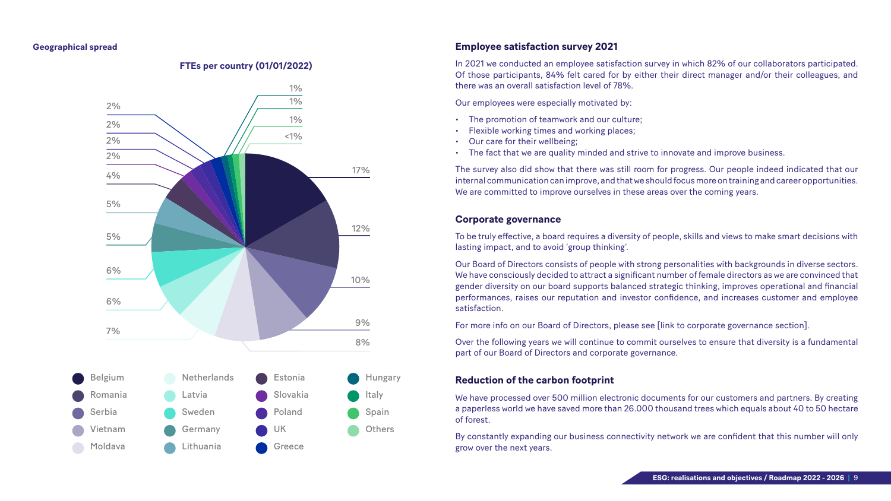**Geographical spread**

**FTEs per country (01/01/2022)**

| Country | FTEs |
| --- | --- |
| Belgium | 17% |
| Romania | 12% |
| Serbia | 10% |
| Vietnam | 9% |
| Moldava | 8% |
| Netherlands | 7% |
| Latvia | 6% |
| Sweden | 6% |
| Germany | 5% |
| Lithuania | 5% |
| Estonia | 4% |
| Slovakia | 2% |
| Poland | 2% |
| UK | 2% |
| Greece | 2% |
| Hungary | 1% |
| Italy | 1% |
| Spain | 1% |
| Others | <1% |

## Employee satisfaction survey 2021

In 2021 we conducted an employee satisfaction survey in which 82% of our collaborators participated. Of those participants, 84% felt cared for by either their direct manager and/or their colleagues, and there was an overall satisfaction level of 78%.

Our employees were especially motivated by:

- The promotion of teamwork and our culture;
- Flexible working times and working places;
- Our care for their wellbeing;
- The fact that we are quality minded and strive to innovate and improve business.

The survey also did show that there was still room for progress. Our people indeed indicated that our internal communication can improve, and that we should focus more on training and career opportunities. We are committed to improve ourselves in these areas over the coming years.

## Corporate governance

To be truly effective, a board requires a diversity of people, skills and views to make smart decisions with lasting impact, and to avoid 'group thinking'.

Our Board of Directors consists of people with strong personalities with backgrounds in diverse sectors. We have consciously decided to attract a significant number of female directors as we are convinced that gender diversity on our board supports balanced strategic thinking, improves operational and financial performances, raises our reputation and investor confidence, and increases customer and employee satisfaction.

For more info on our Board of Directors, please see [link to corporate governance section].

Over the following years we will continue to commit ourselves to ensure that diversity is a fundamental part of our Board of Directors and corporate governance.

## Reduction of the carbon footprint

We have processed over 500 million electronic documents for our customers and partners. By creating a paperless world we have saved more than 26.000 thousand trees which equals about 40 to 50 hectare of forest.

By constantly expanding our business connectivity network we are confident that this number will only grow over the next years.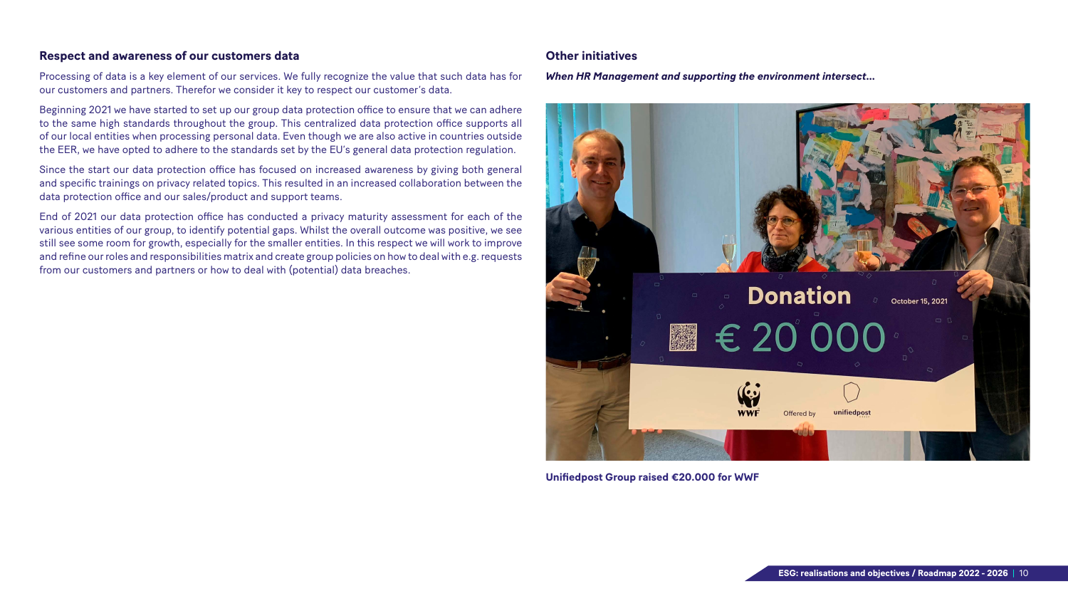### Respect and awareness of our customers data

Processing of data is a key element of our services. We fully recognize the value that such data has for our customers and partners. Therefor we consider it key to respect our customer's data.

Beginning 2021 we have started to set up our group data protection office to ensure that we can adhere to the same high standards throughout the group. This centralized data protection office supports all of our local entities when processing personal data. Even though we are also active in countries outside the EER, we have opted to adhere to the standards set by the EU's general data protection regulation.

Since the start our data protection office has focused on increased awareness by giving both general and specific trainings on privacy related topics. This resulted in an increased collaboration between the data protection office and our sales/product and support teams.

End of 2021 our data protection office has conducted a privacy maturity assessment for each of the various entities of our group, to identify potential gaps. Whilst the overall outcome was positive, we see still see some room for growth, especially for the smaller entities. In this respect we will work to improve and refine our roles and responsibilities matrix and create group policies on how to deal with e.g. requests from our customers and partners or how to deal with (potential) data breaches.

### Other initiatives

***When HR Management and supporting the environment intersect...***

**Unifiedpost Group raised €20.000 for WWF**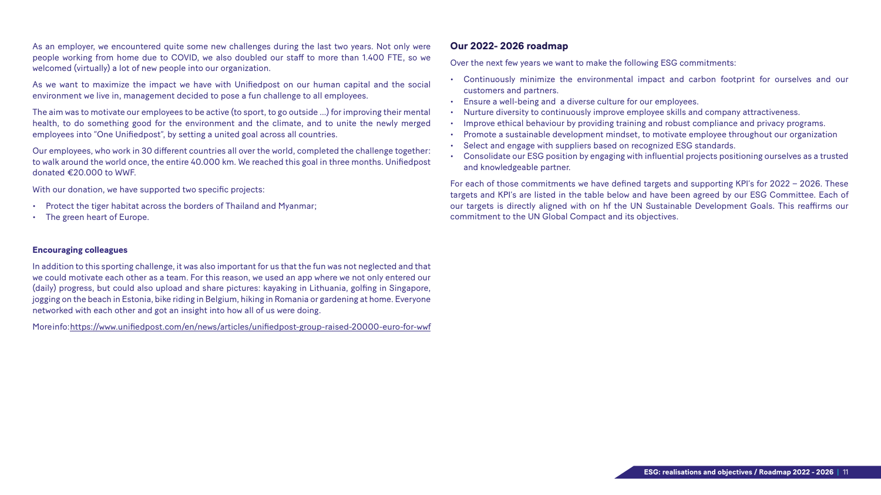As an employer, we encountered quite some new challenges during the last two years. Not only were people working from home due to COVID, we also doubled our staff to more than 1.400 FTE, so we welcomed (virtually) a lot of new people into our organization.

As we want to maximize the impact we have with Unifiedpost on our human capital and the social environment we live in, management decided to pose a fun challenge to all employees.

The aim was to motivate our employees to be active (to sport, to go outside …) for improving their mental health, to do something good for the environment and the climate, and to unite the newly merged employees into "One Unifiedpost", by setting a united goal across all countries.

Our employees, who work in 30 different countries all over the world, completed the challenge together: to walk around the world once, the entire 40.000 km. We reached this goal in three months. Unifiedpost donated €20.000 to WWF.

With our donation, we have supported two specific projects:

- Protect the tiger habitat across the borders of Thailand and Myanmar;
- The green heart of Europe.

**Encouraging colleagues**

In addition to this sporting challenge, it was also important for us that the fun was not neglected and that we could motivate each other as a team. For this reason, we used an app where we not only entered our (daily) progress, but could also upload and share pictures: kayaking in Lithuania, golfing in Singapore, jogging on the beach in Estonia, bike riding in Belgium, hiking in Romania or gardening at home. Everyone networked with each other and got an insight into how all of us were doing.

Moreinfo: https://www.unifiedpost.com/en/news/articles/unifiedpost-group-raised-20000-euro-for-wwf

## Our 2022- 2026 roadmap

Over the next few years we want to make the following ESG commitments:

- Continuously minimize the environmental impact and carbon footprint for ourselves and our customers and partners.
- Ensure a well-being and a diverse culture for our employees.
- Nurture diversity to continuously improve employee skills and company attractiveness.
- Improve ethical behaviour by providing training and robust compliance and privacy programs.
- Promote a sustainable development mindset, to motivate employee throughout our organization
- Select and engage with suppliers based on recognized ESG standards.
- Consolidate our ESG position by engaging with influential projects positioning ourselves as a trusted and knowledgeable partner.

For each of those commitments we have defined targets and supporting KPI's for 2022 – 2026. These targets and KPI's are listed in the table below and have been agreed by our ESG Committee. Each of our targets is directly aligned with on hf the UN Sustainable Development Goals. This reaffirms our commitment to the UN Global Compact and its objectives.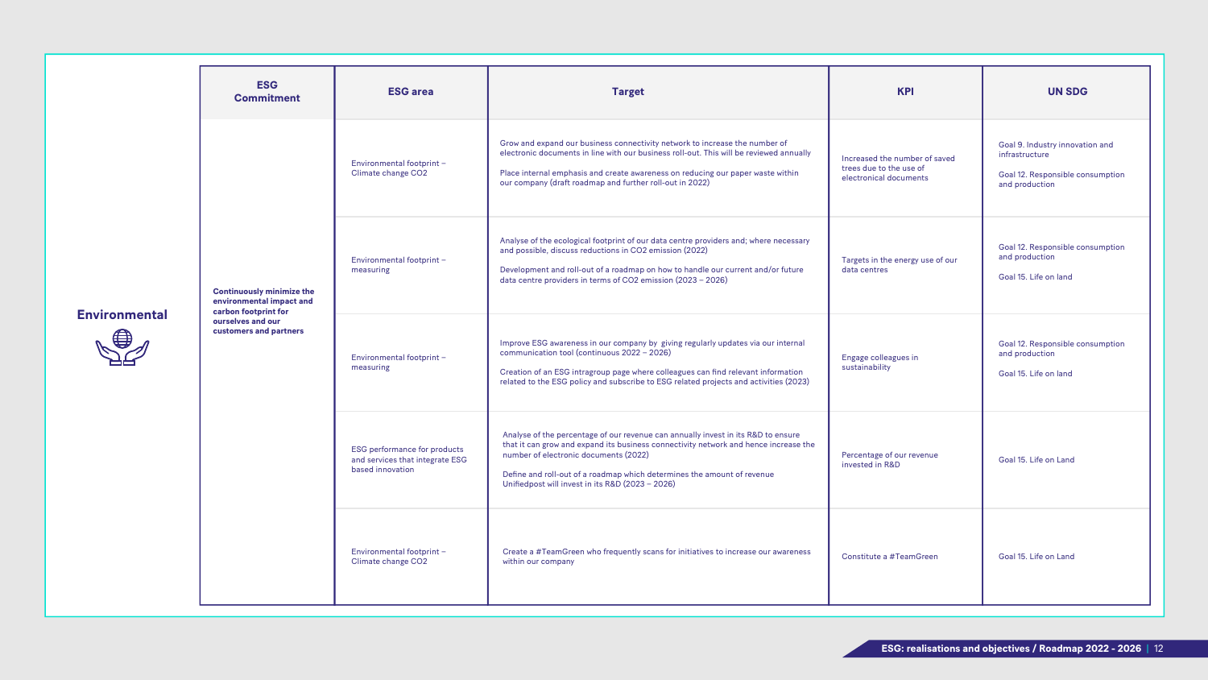## Environmental

| ESG Commitment | ESG area | Target | KPI | UN SDG |
|---|---|---|---|---|
| **Continuously minimize the environmental impact and carbon footprint for ourselves and our customers and partners** | Environmental footprint – Climate change CO2 | Grow and expand our business connectivity network to increase the number of electronic documents in line with our business roll-out. This will be reviewed annually<br><br>Place internal emphasis and create awareness on reducing our paper waste within our company (draft roadmap and further roll-out in 2022) | Increased the number of saved trees due to the use of electronical documents | Goal 9. Industry innovation and infrastructure<br><br>Goal 12. Responsible consumption and production |
| | Environmental footprint – measuring | Analyse of the ecological footprint of our data centre providers and; where necessary and possible, discuss reductions in CO2 emission (2022)<br><br>Development and roll-out of a roadmap on how to handle our current and/or future data centre providers in terms of CO2 emission (2023 – 2026) | Targets in the energy use of our data centres | Goal 12. Responsible consumption and production<br><br>Goal 15. Life on land |
| | Environmental footprint – measuring | Improve ESG awareness in our company by giving regularly updates via our internal communication tool (continuous 2022 – 2026)<br><br>Creation of an ESG intragroup page where colleagues can find relevant information related to the ESG policy and subscribe to ESG related projects and activities (2023) | Engage colleagues in sustainability | Goal 12. Responsible consumption and production<br><br>Goal 15. Life on land |
| | ESG performance for products and services that integrate ESG based innovation | Analyse of the percentage of our revenue can annually invest in its R&D to ensure that it can grow and expand its business connectivity network and hence increase the number of electronic documents (2022)<br><br>Define and roll-out of a roadmap which determines the amount of revenue Unifiedpost will invest in its R&D (2023 – 2026) | Percentage of our revenue invested in R&D | Goal 15. Life on Land |
| | Environmental footprint – Climate change CO2 | Create a #TeamGreen who frequently scans for initiatives to increase our awareness within our company | Constitute a #TeamGreen | Goal 15. Life on Land |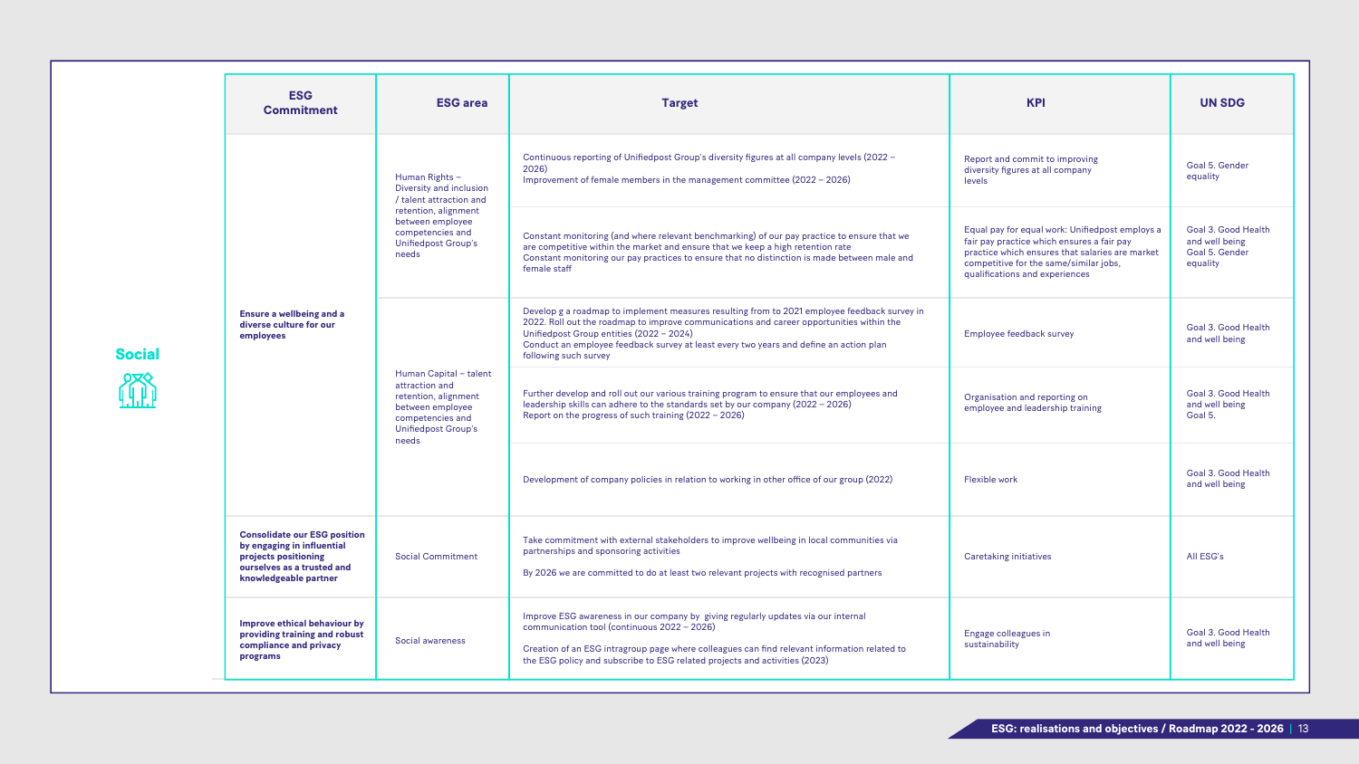## Social

| ESG Commitment | ESG area | Target | KPI | UN SDG |
|---|---|---|---|---|
| Ensure a wellbeing and a diverse culture for our employees | Human Rights – Diversity and inclusion / talent attraction and retention, alignment between employee competencies and Unifiedpost Group's needs | Continuous reporting of Unifiedpost Group's diversity figures at all company levels (2022 – 2026)<br>Improvement of female members in the management committee (2022 – 2026) | Report and commit to improving diversity figures at all company levels | Goal 5. Gender equality |
| | | Constant monitoring (and where relevant benchmarking) of our pay practice to ensure that we are competitive within the market and ensure that we keep a high retention rate<br>Constant monitoring our pay practices to ensure that no distinction is made between male and female staff | Equal pay for equal work: Unifiedpost employs a fair pay practice which ensures a fair pay practice which ensures that salaries are market competitive for the same/similar jobs, qualifications and experiences | Goal 3. Good Health and well being<br>Goal 5. Gender equality |
| | Human Capital – talent attraction and retention, alignment between employee competencies and Unifiedpost Group's needs | Develop g a roadmap to implement measures resulting from to 2021 employee feedback survey in 2022. Roll out the roadmap to improve communications and career opportunities within the Unifiedpost Group entities (2022 – 2024)<br>Conduct an employee feedback survey at least every two years and define an action plan following such survey | Employee feedback survey | Goal 3. Good Health and well being |
| | | Further develop and roll out our various training program to ensure that our employees and leadership skills can adhere to the standards set by our company (2022 – 2026)<br>Report on the progress of such training (2022 – 2026) | Organisation and reporting on employee and leadership training | Goal 3. Good Health and well being<br>Goal 5. |
| | | Development of company policies in relation to working in other office of our group (2022) | Flexible work | Goal 3. Good Health and well being |
| Consolidate our ESG position by engaging in influential projects positioning ourselves as a trusted and knowledgeable partner | Social Commitment | Take commitment with external stakeholders to improve wellbeing in local communities via partnerships and sponsoring activities<br><br>By 2026 we are committed to do at least two relevant projects with recognised partners | Caretaking initiatives | All ESG's |
| Improve ethical behaviour by providing training and robust compliance and privacy programs | Social awareness | Improve ESG awareness in our company by giving regularly updates via our internal communication tool (continuous 2022 – 2026)<br><br>Creation of an ESG intragroup page where colleagues can find relevant information related to the ESG policy and subscribe to ESG related projects and activities (2023) | Engage colleagues in sustainability | Goal 3. Good Health and well being |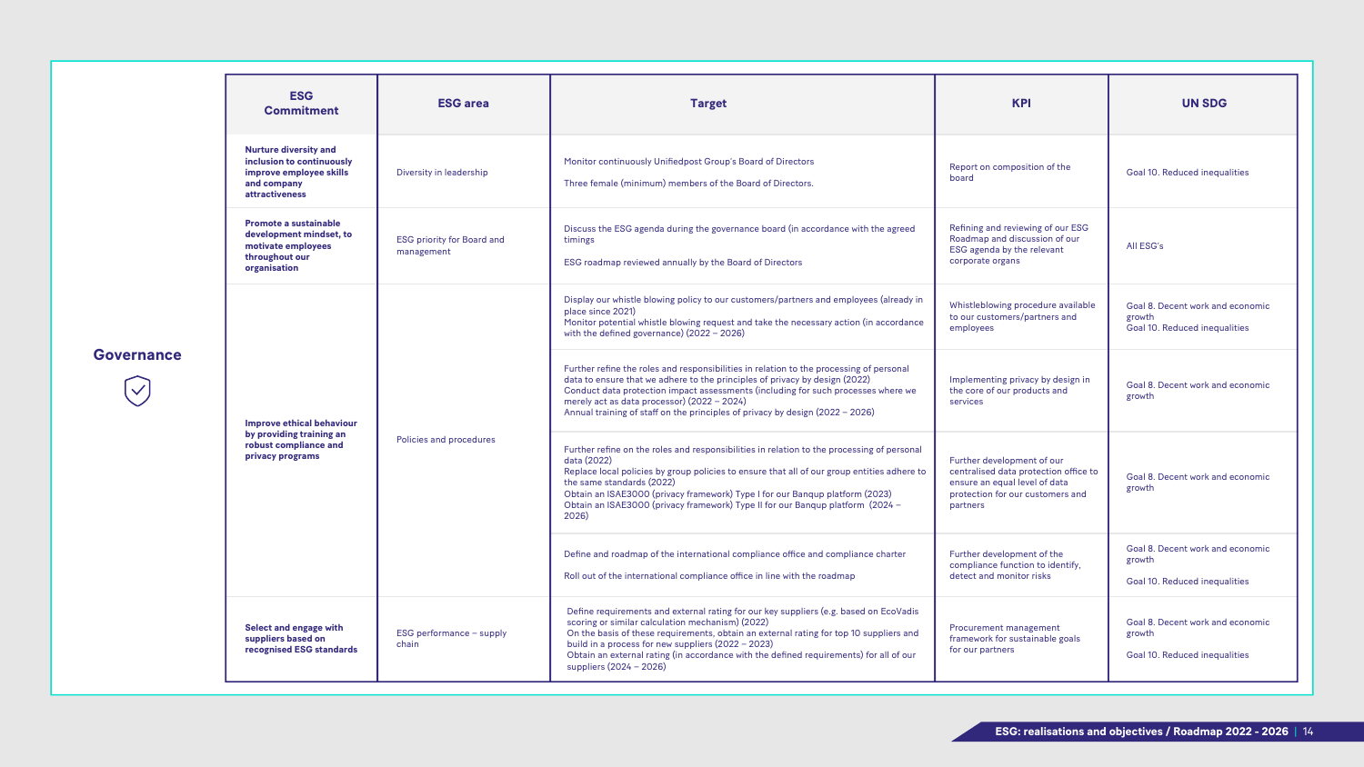## Governance

| ESG Commitment | ESG area | Target | KPI | UN SDG |
|---|---|---|---|---|
| **Nurture diversity and inclusion to continuously improve employee skills and company attractiveness** | Diversity in leadership | Monitor continuously Unifiedpost Group's Board of Directors<br><br>Three female (minimum) members of the Board of Directors. | Report on composition of the board | Goal 10. Reduced inequalities |
| **Promote a sustainable development mindset, to motivate employees throughout our organisation** | ESG priority for Board and management | Discuss the ESG agenda during the governance board (in accordance with the agreed timings<br><br>ESG roadmap reviewed annually by the Board of Directors | Refining and reviewing of our ESG Roadmap and discussion of our ESG agenda by the relevant corporate organs | All ESG's |
| **Improve ethical behaviour by providing training an robust compliance and privacy programs** | Policies and procedures | Display our whistle blowing policy to our customers/partners and employees (already in place since 2021)<br>Monitor potential whistle blowing request and take the necessary action (in accordance with the defined governance) (2022 – 2026) | Whistleblowing procedure available to our customers/partners and employees | Goal 8. Decent work and economic growth<br>Goal 10. Reduced inequalities |
| | | Further refine the roles and responsibilities in relation to the processing of personal data to ensure that we adhere to the principles of privacy by design (2022)<br>Conduct data protection impact assessments (including for such processes where we merely act as data processor) (2022 – 2024)<br>Annual training of staff on the principles of privacy by design (2022 – 2026) | Implementing privacy by design in the core of our products and services | Goal 8. Decent work and economic growth |
| | | Further refine on the roles and responsibilities in relation to the processing of personal data (2022)<br>Replace local policies by group policies to ensure that all of our group entities adhere to the same standards (2022)<br>Obtain an ISAE3000 (privacy framework) Type I for our Banqup platform (2023)<br>Obtain an ISAE3000 (privacy framework) Type II for our Banqup platform (2024 – 2026) | Further development of our centralised data protection office to ensure an equal level of data protection for our customers and partners | Goal 8. Decent work and economic growth |
| | | Define and roadmap of the international compliance office and compliance charter<br><br>Roll out of the international compliance office in line with the roadmap | Further development of the compliance function to identify, detect and monitor risks | Goal 8. Decent work and economic growth<br><br>Goal 10. Reduced inequalities |
| **Select and engage with suppliers based on recognised ESG standards** | ESG performance – supply chain | Define requirements and external rating for our key suppliers (e.g. based on EcoVadis scoring or similar calculation mechanism) (2022)<br>On the basis of these requirements, obtain an external rating for top 10 suppliers and build in a process for new suppliers (2022 – 2023)<br>Obtain an external rating (in accordance with the defined requirements) for all of our suppliers (2024 – 2026) | Procurement management framework for sustainable goals for our partners | Goal 8. Decent work and economic growth<br><br>Goal 10. Reduced inequalities |